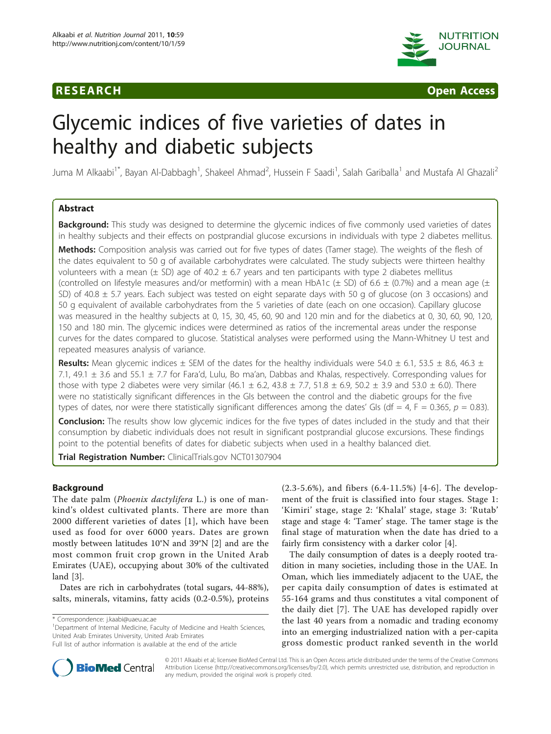RESEARCH Open Access

# Glycemic indices of five varieties of dates in healthy and diabetic subjects

Juma M Alkaabi[1*], Bayan Al-Dabbagh[1], Shakeel Ahmad[2], Hussein F Saadi[1], Salah Gariballa[1] and Mustafa Al Ghazali[2]

## Abstract

**Background:** This study was designed to determine the glycemic indices of five commonly used varieties of dates in healthy subjects and their effects on postprandial glucose excursions in individuals with type 2 diabetes mellitus.

**Methods:** Composition analysis was carried out for five types of dates (Tamer stage). The weights of the flesh of the dates equivalent to 50 g of available carbohydrates were calculated. The study subjects were thirteen healthy volunteers with a mean (± SD) age of 40.2 ± 6.7 years and ten participants with type 2 diabetes mellitus (controlled on lifestyle measures and/or metformin) with a mean HbA1c (± SD) of 6.6 ± (0.7%) and a mean age (± SD) of 40.8 ± 5.7 years. Each subject was tested on eight separate days with 50 g of glucose (on 3 occasions) and 50 g equivalent of available carbohydrates from the 5 varieties of date (each on one occasion). Capillary glucose was measured in the healthy subjects at 0, 15, 30, 45, 60, 90 and 120 min and for the diabetics at 0, 30, 60, 90, 120, 150 and 180 min. The glycemic indices were determined as ratios of the incremental areas under the response curves for the dates compared to glucose. Statistical analyses were performed using the Mann-Whitney U test and repeated measures analysis of variance.

**Results:** Mean glycemic indices ± SEM of the dates for the healthy individuals were 54.0 ± 6.1, 53.5 ± 8.6, 46.3 ± 7.1, 49.1 ± 3.6 and 55.1 ± 7.7 for Fara'd, Lulu, Bo ma'an, Dabbas and Khalas, respectively. Corresponding values for those with type 2 diabetes were very similar (46.1 ± 6.2, 43.8 ± 7.7, 51.8 ± 6.9, 50.2 ± 3.9 and 53.0 ± 6.0). There were no statistically significant differences in the GIs between the control and the diabetic groups for the five types of dates, nor were there statistically significant differences among the dates' GIs (df = 4, F = 0.365, $p$ = 0.83).

**Conclusion:** The results show low glycemic indices for the five types of dates included in the study and that their consumption by diabetic individuals does not result in significant postprandial glucose excursions. These findings point to the potential benefits of dates for diabetic subjects when used in a healthy balanced diet.

**Trial Registration Number:** ClinicalTrials.gov NCT01307904

## Background

The date palm (*Phoenix dactylifera* L.) is one of mankind's oldest cultivated plants. There are more than 2000 different varieties of dates [1], which have been used as food for over 6000 years. Dates are grown mostly between latitudes 10°N and 39°N [2] and are the most common fruit crop grown in the United Arab Emirates (UAE), occupying about 30% of the cultivated land [3].

Dates are rich in carbohydrates (total sugars, 44-88%), salts, minerals, vitamins, fatty acids (0.2-0.5%), proteins (2.3-5.6%), and fibers (6.4-11.5%) [4-6]. The development of the fruit is classified into four stages. Stage 1: 'Kimiri' stage, stage 2: 'Khalal' stage, stage 3: 'Rutab' stage and stage 4: 'Tamer' stage. The tamer stage is the final stage of maturation when the date has dried to a fairly firm consistency with a darker color [4].

The daily consumption of dates is a deeply rooted tradition in many societies, including those in the UAE. In Oman, which lies immediately adjacent to the UAE, the per capita daily consumption of dates is estimated at 55-164 grams and thus constitutes a vital component of the daily diet [7]. The UAE has developed rapidly over the last 40 years from a nomadic and trading economy into an emerging industrialized nation with a per-capita gross domestic product ranked seventh in the world

* Correspondence: j.kaabi@uaeu.ac.ae
[1]Department of Internal Medicine, Faculty of Medicine and Health Sciences, United Arab Emirates University, United Arab Emirates
Full list of author information is available at the end of the article

© 2011 Alkaabi et al; licensee BioMed Central Ltd. This is an Open Access article distributed under the terms of the Creative Commons Attribution License (http://creativecommons.org/licenses/by/2.0), which permits unrestricted use, distribution, and reproduction in any medium, provided the original work is properly cited.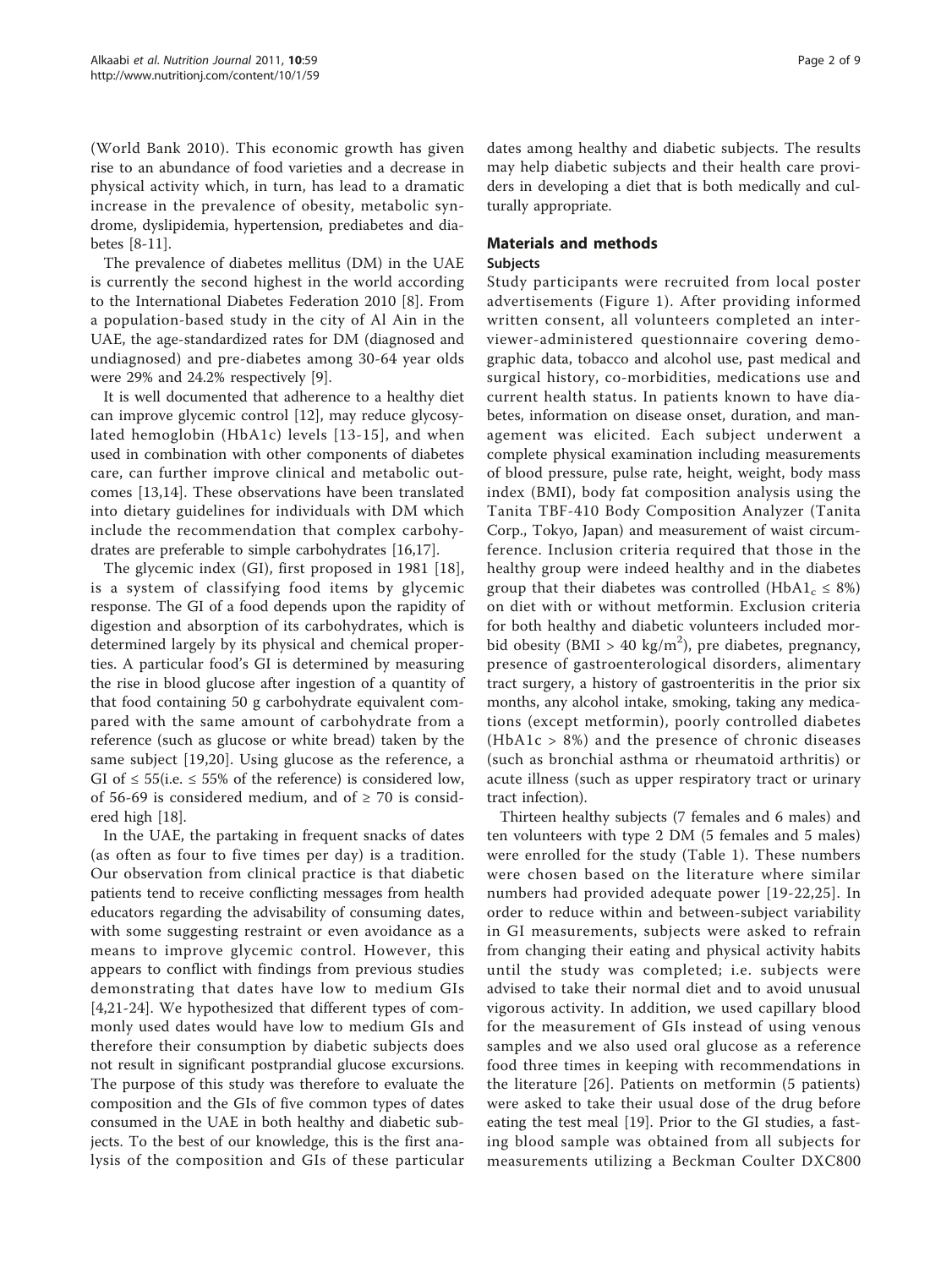(World Bank 2010). This economic growth has given rise to an abundance of food varieties and a decrease in physical activity which, in turn, has lead to a dramatic increase in the prevalence of obesity, metabolic syndrome, dyslipidemia, hypertension, prediabetes and diabetes [8-11].

The prevalence of diabetes mellitus (DM) in the UAE is currently the second highest in the world according to the International Diabetes Federation 2010 [8]. From a population-based study in the city of Al Ain in the UAE, the age-standardized rates for DM (diagnosed and undiagnosed) and pre-diabetes among 30-64 year olds were 29% and 24.2% respectively [9].

It is well documented that adherence to a healthy diet can improve glycemic control [12], may reduce glycosylated hemoglobin (HbA1c) levels [13-15], and when used in combination with other components of diabetes care, can further improve clinical and metabolic outcomes [13,14]. These observations have been translated into dietary guidelines for individuals with DM which include the recommendation that complex carbohydrates are preferable to simple carbohydrates [16,17].

The glycemic index (GI), first proposed in 1981 [18], is a system of classifying food items by glycemic response. The GI of a food depends upon the rapidity of digestion and absorption of its carbohydrates, which is determined largely by its physical and chemical properties. A particular food's GI is determined by measuring the rise in blood glucose after ingestion of a quantity of that food containing 50 g carbohydrate equivalent compared with the same amount of carbohydrate from a reference (such as glucose or white bread) taken by the same subject [19,20]. Using glucose as the reference, a GI of $\leq 55$(i.e. $\leq 55\%$ of the reference) is considered low, of 56-69 is considered medium, and of $\geq 70$ is considered high [18].

In the UAE, the partaking in frequent snacks of dates (as often as four to five times per day) is a tradition. Our observation from clinical practice is that diabetic patients tend to receive conflicting messages from health educators regarding the advisability of consuming dates, with some suggesting restraint or even avoidance as a means to improve glycemic control. However, this appears to conflict with findings from previous studies demonstrating that dates have low to medium GIs [4,21-24]. We hypothesized that different types of commonly used dates would have low to medium GIs and therefore their consumption by diabetic subjects does not result in significant postprandial glucose excursions. The purpose of this study was therefore to evaluate the composition and the GIs of five common types of dates consumed in the UAE in both healthy and diabetic subjects. To the best of our knowledge, this is the first analysis of the composition and GIs of these particular dates among healthy and diabetic subjects. The results may help diabetic subjects and their health care providers in developing a diet that is both medically and culturally appropriate.

## Materials and methods

### Subjects

Study participants were recruited from local poster advertisements (Figure 1). After providing informed written consent, all volunteers completed an interviewer-administered questionnaire covering demographic data, tobacco and alcohol use, past medical and surgical history, co-morbidities, medications use and current health status. In patients known to have diabetes, information on disease onset, duration, and management was elicited. Each subject underwent a complete physical examination including measurements of blood pressure, pulse rate, height, weight, body mass index (BMI), body fat composition analysis using the Tanita TBF-410 Body Composition Analyzer (Tanita Corp., Tokyo, Japan) and measurement of waist circumference. Inclusion criteria required that those in the healthy group were indeed healthy and in the diabetes group that their diabetes was controlled ($HbA1_c \leq 8\%$) on diet with or without metformin. Exclusion criteria for both healthy and diabetic volunteers included morbid obesity (BMI > 40 $kg/m^2$), pre diabetes, pregnancy, presence of gastroenterological disorders, alimentary tract surgery, a history of gastroenteritis in the prior six months, any alcohol intake, smoking, taking any medications (except metformin), poorly controlled diabetes (HbA1c > 8%) and the presence of chronic diseases (such as bronchial asthma or rheumatoid arthritis) or acute illness (such as upper respiratory tract or urinary tract infection).

Thirteen healthy subjects (7 females and 6 males) and ten volunteers with type 2 DM (5 females and 5 males) were enrolled for the study (Table 1). These numbers were chosen based on the literature where similar numbers had provided adequate power [19-22,25]. In order to reduce within and between-subject variability in GI measurements, subjects were asked to refrain from changing their eating and physical activity habits until the study was completed; i.e. subjects were advised to take their normal diet and to avoid unusual vigorous activity. In addition, we used capillary blood for the measurement of GIs instead of using venous samples and we also used oral glucose as a reference food three times in keeping with recommendations in the literature [26]. Patients on metformin (5 patients) were asked to take their usual dose of the drug before eating the test meal [19]. Prior to the GI studies, a fasting blood sample was obtained from all subjects for measurements utilizing a Beckman Coulter DXC800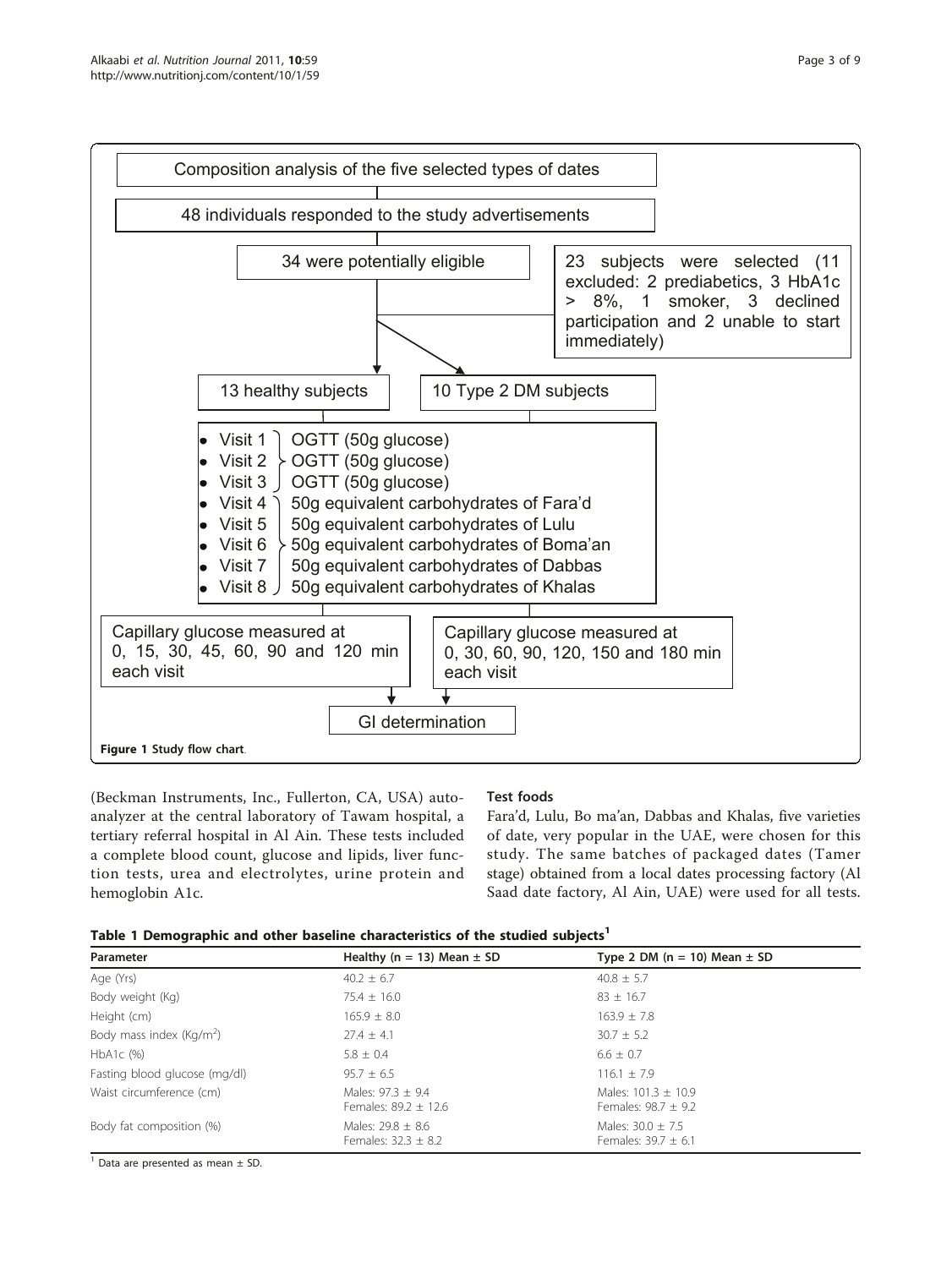Composition analysis of the five selected types of dates

48 individuals responded to the study advertisements

34 were potentially eligible

23 subjects were selected (11 excluded: 2 prediabetics, 3 HbA1c > 8%, 1 smoker, 3 declined participation and 2 unable to start immediately)

13 healthy subjects

10 Type 2 DM subjects

- Visit 1 OGTT (50g glucose)
- Visit 2 OGTT (50g glucose)
- Visit 3 OGTT (50g glucose)
- Visit 4 50g equivalent carbohydrates of Fara'd
- Visit 5 50g equivalent carbohydrates of Lulu
- Visit 6 50g equivalent carbohydrates of Boma'an
- Visit 7 50g equivalent carbohydrates of Dabbas
- Visit 8 50g equivalent carbohydrates of Khalas

Capillary glucose measured at 0, 15, 30, 45, 60, 90 and 120 min each visit

Capillary glucose measured at 0, 30, 60, 90, 120, 150 and 180 min each visit

GI determination

**Figure 1 Study flow chart**.

(Beckman Instruments, Inc., Fullerton, CA, USA) autoanalyzer at the central laboratory of Tawam hospital, a tertiary referral hospital in Al Ain. These tests included a complete blood count, glucose and lipids, liver function tests, urea and electrolytes, urine protein and hemoglobin A1c.

### Test foods

Fara'd, Lulu, Bo ma'an, Dabbas and Khalas, five varieties of date, very popular in the UAE, were chosen for this study. The same batches of packaged dates (Tamer stage) obtained from a local dates processing factory (Al Saad date factory, Al Ain, UAE) were used for all tests.

**Table 1 Demographic and other baseline characteristics of the studied subjects[1]**

| Parameter | Healthy (n = 13) Mean ± SD | Type 2 DM (n = 10) Mean ± SD |
|---|---|---|
| Age (Yrs) | 40.2 ± 6.7 | 40.8 ± 5.7 |
| Body weight (Kg) | 75.4 ± 16.0 | 83 ± 16.7 |
| Height (cm) | 165.9 ± 8.0 | 163.9 ± 7.8 |
| Body mass index (Kg/m$^2$) | 27.4 ± 4.1 | 30.7 ± 5.2 |
| HbA1c (%) | 5.8 ± 0.4 | 6.6 ± 0.7 |
| Fasting blood glucose (mg/dl) | 95.7 ± 6.5 | 116.1 ± 7.9 |
| Waist circumference (cm) | Males: 97.3 ± 9.4<br>Females: 89.2 ± 12.6 | Males: 101.3 ± 10.9<br>Females: 98.7 ± 9.2 |
| Body fat composition (%) | Males: 29.8 ± 8.6<br>Females: 32.3 ± 8.2 | Males: 30.0 ± 7.5<br>Females: 39.7 ± 6.1 |

[1] Data are presented as mean ± SD.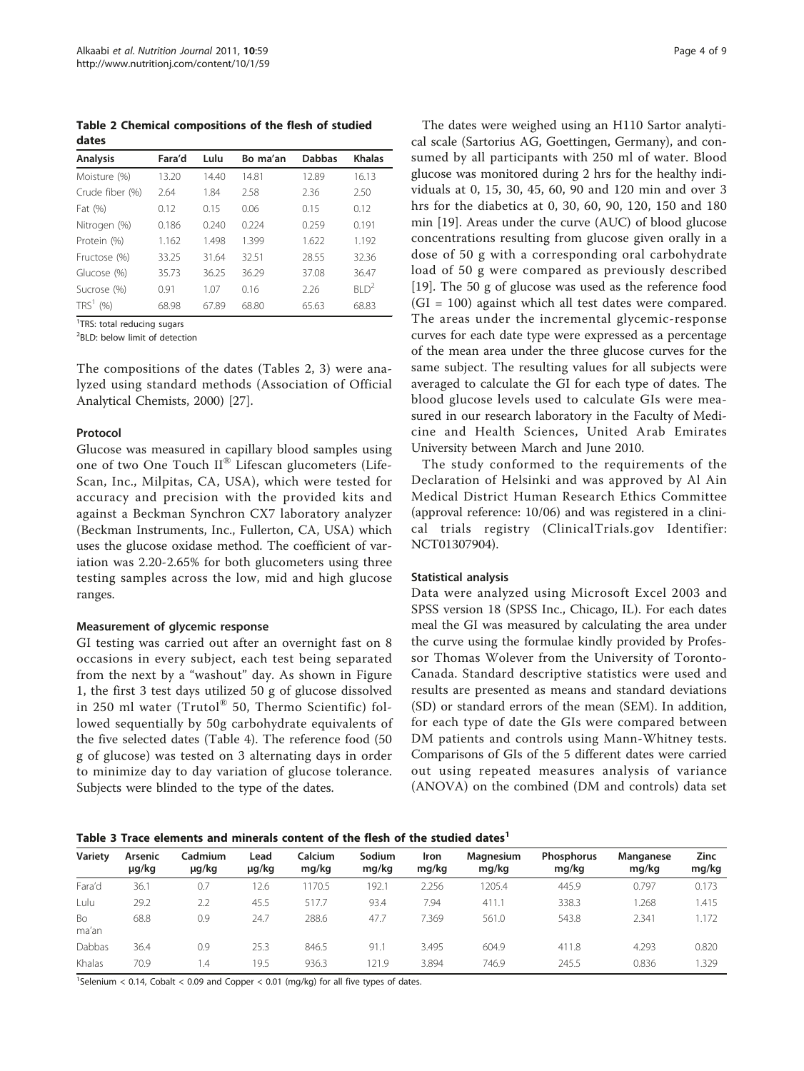**Table 2 Chemical compositions of the flesh of studied dates**

| Analysis | Fara'd | Lulu | Bo ma'an | Dabbas | Khalas |
|---|---|---|---|---|---|
| Moisture (%) | 13.20 | 14.40 | 14.81 | 12.89 | 16.13 |
| Crude fiber (%) | 2.64 | 1.84 | 2.58 | 2.36 | 2.50 |
| Fat (%) | 0.12 | 0.15 | 0.06 | 0.15 | 0.12 |
| Nitrogen (%) | 0.186 | 0.240 | 0.224 | 0.259 | 0.191 |
| Protein (%) | 1.162 | 1.498 | 1.399 | 1.622 | 1.192 |
| Fructose (%) | 33.25 | 31.64 | 32.51 | 28.55 | 32.36 |
| Glucose (%) | 35.73 | 36.25 | 36.29 | 37.08 | 36.47 |
| Sucrose (%) | 0.91 | 1.07 | 0.16 | 2.26 | BLD[2] |
| TRS[1] (%) | 68.98 | 67.89 | 68.80 | 65.63 | 68.83 |

[1]TRS: total reducing sugars

[2]BLD: below limit of detection

The compositions of the dates (Tables 2, 3) were analyzed using standard methods (Association of Official Analytical Chemists, 2000) [27].

### Protocol

Glucose was measured in capillary blood samples using one of two One Touch II® Lifescan glucometers (Life-Scan, Inc., Milpitas, CA, USA), which were tested for accuracy and precision with the provided kits and against a Beckman Synchron CX7 laboratory analyzer (Beckman Instruments, Inc., Fullerton, CA, USA) which uses the glucose oxidase method. The coefficient of variation was 2.20-2.65% for both glucometers using three testing samples across the low, mid and high glucose ranges.

### Measurement of glycemic response

GI testing was carried out after an overnight fast on 8 occasions in every subject, each test being separated from the next by a "washout" day. As shown in Figure 1, the first 3 test days utilized 50 g of glucose dissolved in 250 ml water (Trutol® 50, Thermo Scientific) followed sequentially by 50g carbohydrate equivalents of the five selected dates (Table 4). The reference food (50 g of glucose) was tested on 3 alternating days in order to minimize day to day variation of glucose tolerance. Subjects were blinded to the type of the dates.

The dates were weighed using an H110 Sartor analytical scale (Sartorius AG, Goettingen, Germany), and consumed by all participants with 250 ml of water. Blood glucose was monitored during 2 hrs for the healthy individuals at 0, 15, 30, 45, 60, 90 and 120 min and over 3 hrs for the diabetics at 0, 30, 60, 90, 120, 150 and 180 min [19]. Areas under the curve (AUC) of blood glucose concentrations resulting from glucose given orally in a dose of 50 g with a corresponding oral carbohydrate load of 50 g were compared as previously described [19]. The 50 g of glucose was used as the reference food (GI = 100) against which all test dates were compared. The areas under the incremental glycemic-response curves for each date type were expressed as a percentage of the mean area under the three glucose curves for the same subject. The resulting values for all subjects were averaged to calculate the GI for each type of dates. The blood glucose levels used to calculate GIs were measured in our research laboratory in the Faculty of Medicine and Health Sciences, United Arab Emirates University between March and June 2010.

The study conformed to the requirements of the Declaration of Helsinki and was approved by Al Ain Medical District Human Research Ethics Committee (approval reference: 10/06) and was registered in a clinical trials registry (ClinicalTrials.gov Identifier: NCT01307904).

### Statistical analysis

Data were analyzed using Microsoft Excel 2003 and SPSS version 18 (SPSS Inc., Chicago, IL). For each dates meal the GI was measured by calculating the area under the curve using the formulae kindly provided by Professor Thomas Wolever from the University of Toronto-Canada. Standard descriptive statistics were used and results are presented as means and standard deviations (SD) or standard errors of the mean (SEM). In addition, for each type of date the GIs were compared between DM patients and controls using Mann-Whitney tests. Comparisons of GIs of the 5 different dates were carried out using repeated measures analysis of variance (ANOVA) on the combined (DM and controls) data set

**Table 3 Trace elements and minerals content of the flesh of the studied dates[1]**

| Variety | Arsenic µg/kg | Cadmium µg/kg | Lead µg/kg | Calcium mg/kg | Sodium mg/kg | Iron mg/kg | Magnesium mg/kg | Phosphorus mg/kg | Manganese mg/kg | Zinc mg/kg |
|---|---|---|---|---|---|---|---|---|---|---|
| Fara'd | 36.1 | 0.7 | 12.6 | 1170.5 | 192.1 | 2.256 | 1205.4 | 445.9 | 0.797 | 0.173 |
| Lulu | 29.2 | 2.2 | 45.5 | 517.7 | 93.4 | 7.94 | 411.1 | 338.3 | 1.268 | 1.415 |
| Bo ma'an | 68.8 | 0.9 | 24.7 | 288.6 | 47.7 | 7.369 | 561.0 | 543.8 | 2.341 | 1.172 |
| Dabbas | 36.4 | 0.9 | 25.3 | 846.5 | 91.1 | 3.495 | 604.9 | 411.8 | 4.293 | 0.820 |
| Khalas | 70.9 | 1.4 | 19.5 | 936.3 | 121.9 | 3.894 | 746.9 | 245.5 | 0.836 | 1.329 |

[1]Selenium < 0.14, Cobalt < 0.09 and Copper < 0.01 (mg/kg) for all five types of dates.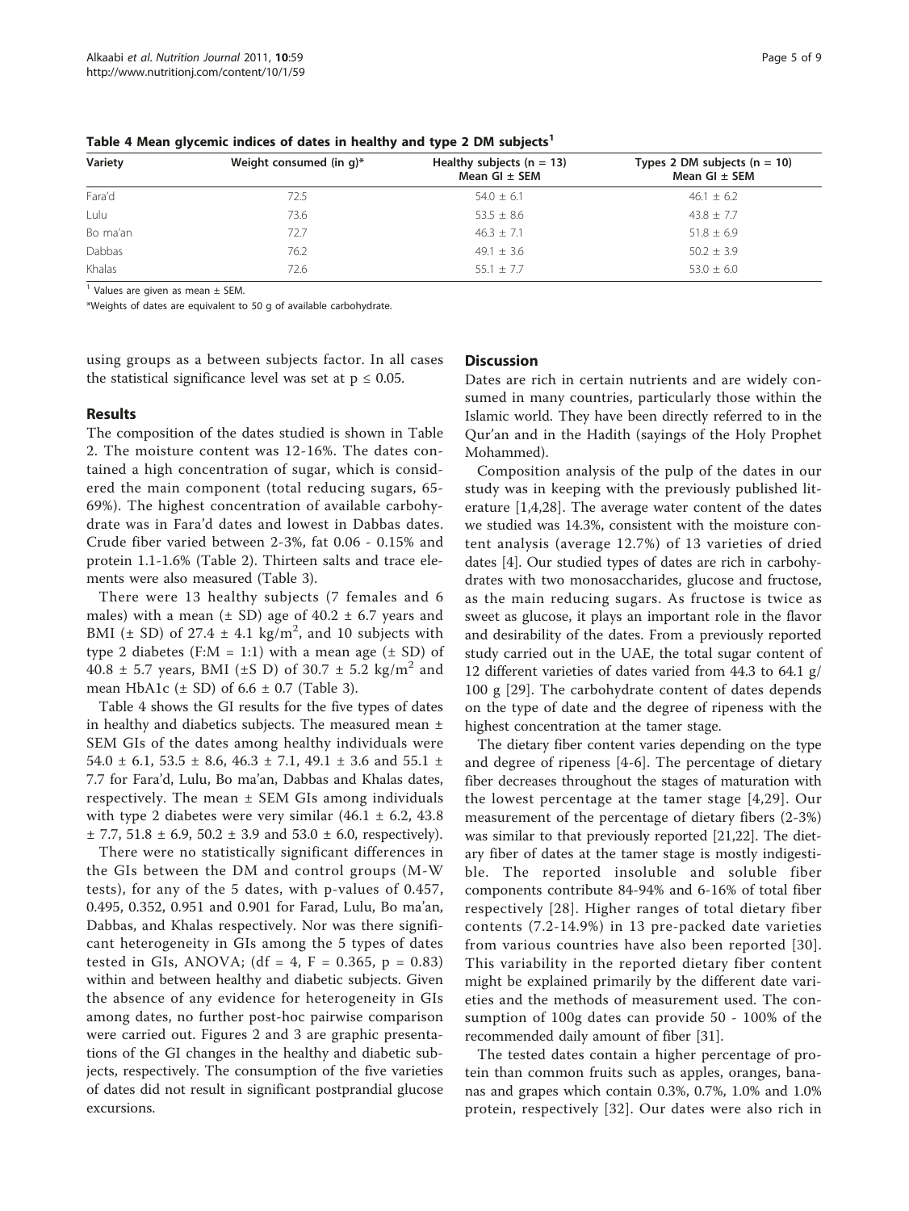**Table 4 Mean glycemic indices of dates in healthy and type 2 DM subjects[1]**

| Variety | Weight consumed (in g)* | Healthy subjects (n = 13) Mean GI ± SEM | Types 2 DM subjects (n = 10) Mean GI ± SEM |
|---|---|---|---|
| Fara'd | 72.5 | 54.0 ± 6.1 | 46.1 ± 6.2 |
| Lulu | 73.6 | 53.5 ± 8.6 | 43.8 ± 7.7 |
| Bo ma'an | 72.7 | 46.3 ± 7.1 | 51.8 ± 6.9 |
| Dabbas | 76.2 | 49.1 ± 3.6 | 50.2 ± 3.9 |
| Khalas | 72.6 | 55.1 ± 7.7 | 53.0 ± 6.0 |

[1] Values are given as mean ± SEM.

*Weights of dates are equivalent to 50 g of available carbohydrate.

using groups as a between subjects factor. In all cases the statistical significance level was set at $p \leq 0.05$.

## Results

The composition of the dates studied is shown in Table 2. The moisture content was 12-16%. The dates contained a high concentration of sugar, which is considered the main component (total reducing sugars, 65-69%). The highest concentration of available carbohydrate was in Fara'd dates and lowest in Dabbas dates. Crude fiber varied between 2-3%, fat 0.06 - 0.15% and protein 1.1-1.6% (Table 2). Thirteen salts and trace elements were also measured (Table 3).

There were 13 healthy subjects (7 females and 6 males) with a mean (± SD) age of 40.2 ± 6.7 years and BMI (± SD) of 27.4 ± 4.1 kg/m$^2$, and 10 subjects with type 2 diabetes (F:M = 1:1) with a mean age (± SD) of 40.8 ± 5.7 years, BMI (±S D) of 30.7 ± 5.2 kg/m$^2$ and mean HbA1c (± SD) of 6.6 ± 0.7 (Table 3).

Table 4 shows the GI results for the five types of dates in healthy and diabetics subjects. The measured mean ± SEM GIs of the dates among healthy individuals were 54.0 ± 6.1, 53.5 ± 8.6, 46.3 ± 7.1, 49.1 ± 3.6 and 55.1 ± 7.7 for Fara'd, Lulu, Bo ma'an, Dabbas and Khalas dates, respectively. The mean ± SEM GIs among individuals with type 2 diabetes were very similar (46.1 ± 6.2, 43.8 ± 7.7, 51.8 ± 6.9, 50.2 ± 3.9 and 53.0 ± 6.0, respectively).

There were no statistically significant differences in the GIs between the DM and control groups (M-W tests), for any of the 5 dates, with p-values of 0.457, 0.495, 0.352, 0.951 and 0.901 for Farad, Lulu, Bo ma'an, Dabbas, and Khalas respectively. Nor was there significant heterogeneity in GIs among the 5 types of dates tested in GIs, ANOVA; (df = 4, F = 0.365, p = 0.83) within and between healthy and diabetic subjects. Given the absence of any evidence for heterogeneity in GIs among dates, no further post-hoc pairwise comparison were carried out. Figures 2 and 3 are graphic presentations of the GI changes in the healthy and diabetic subjects, respectively. The consumption of the five varieties of dates did not result in significant postprandial glucose excursions.

## Discussion

Dates are rich in certain nutrients and are widely consumed in many countries, particularly those within the Islamic world. They have been directly referred to in the Qur'an and in the Hadith (sayings of the Holy Prophet Mohammed).

Composition analysis of the pulp of the dates in our study was in keeping with the previously published literature [1,4,28]. The average water content of the dates we studied was 14.3%, consistent with the moisture content analysis (average 12.7%) of 13 varieties of dried dates [4]. Our studied types of dates are rich in carbohydrates with two monosaccharides, glucose and fructose, as the main reducing sugars. As fructose is twice as sweet as glucose, it plays an important role in the flavor and desirability of the dates. From a previously reported study carried out in the UAE, the total sugar content of 12 different varieties of dates varied from 44.3 to 64.1 g/100 g [29]. The carbohydrate content of dates depends on the type of date and the degree of ripeness with the highest concentration at the tamer stage.

The dietary fiber content varies depending on the type and degree of ripeness [4-6]. The percentage of dietary fiber decreases throughout the stages of maturation with the lowest percentage at the tamer stage [4,29]. Our measurement of the percentage of dietary fibers (2-3%) was similar to that previously reported [21,22]. The dietary fiber of dates at the tamer stage is mostly indigestible. The reported insoluble and soluble fiber components contribute 84-94% and 6-16% of total fiber respectively [28]. Higher ranges of total dietary fiber contents (7.2-14.9%) in 13 pre-packed date varieties from various countries have also been reported [30]. This variability in the reported dietary fiber content might be explained primarily by the different date varieties and the methods of measurement used. The consumption of 100g dates can provide 50 - 100% of the recommended daily amount of fiber [31].

The tested dates contain a higher percentage of protein than common fruits such as apples, oranges, bananas and grapes which contain 0.3%, 0.7%, 1.0% and 1.0% protein, respectively [32]. Our dates were also rich in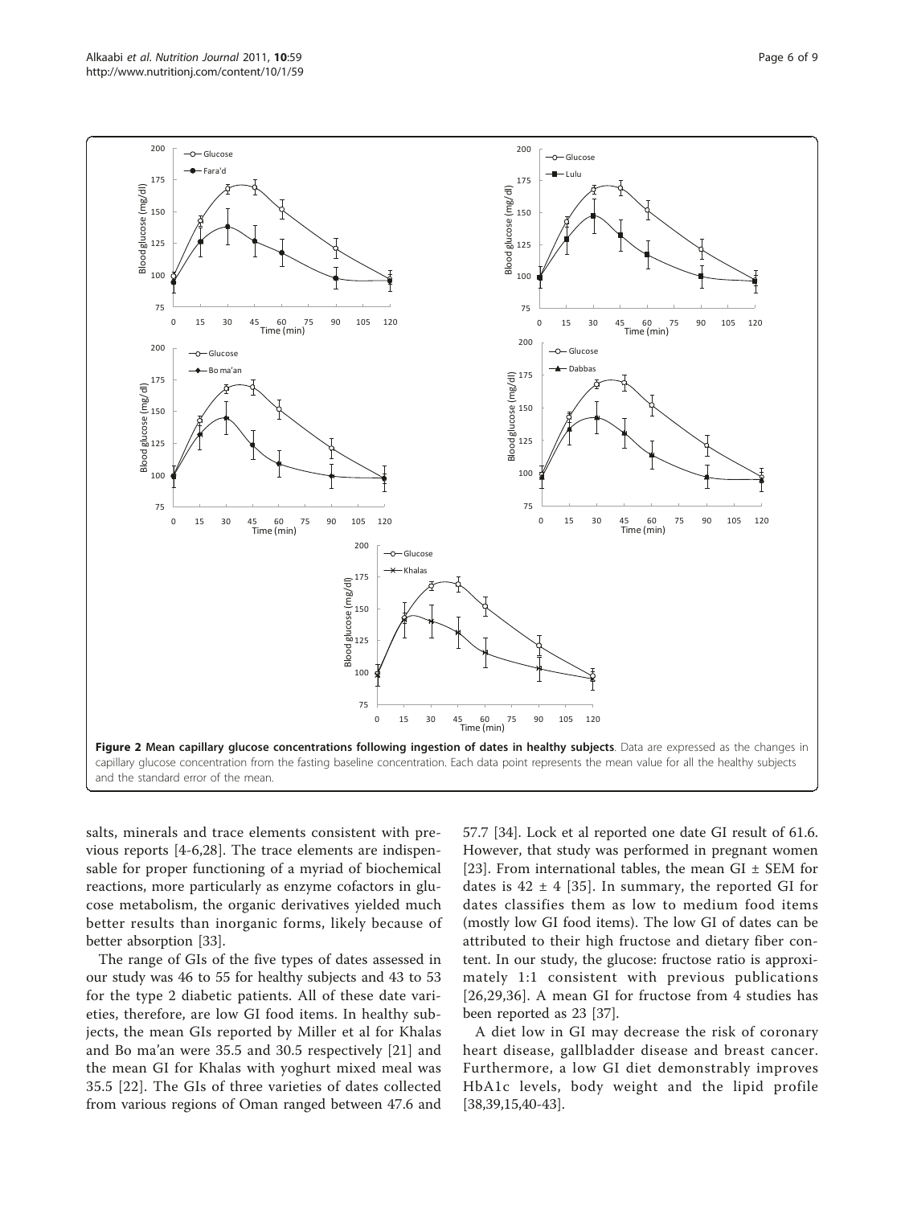**Figure 2 Mean capillary glucose concentrations following ingestion of dates in healthy subjects**. Data are expressed as the changes in capillary glucose concentration from the fasting baseline concentration. Each data point represents the mean value for all the healthy subjects and the standard error of the mean.

salts, minerals and trace elements consistent with previous reports [4-6,28]. The trace elements are indispensable for proper functioning of a myriad of biochemical reactions, more particularly as enzyme cofactors in glucose metabolism, the organic derivatives yielded much better results than inorganic forms, likely because of better absorption [33].

The range of GIs of the five types of dates assessed in our study was 46 to 55 for healthy subjects and 43 to 53 for the type 2 diabetic patients. All of these date varieties, therefore, are low GI food items. In healthy subjects, the mean GIs reported by Miller et al for Khalas and Bo ma'an were 35.5 and 30.5 respectively [21] and the mean GI for Khalas with yoghurt mixed meal was 35.5 [22]. The GIs of three varieties of dates collected from various regions of Oman ranged between 47.6 and 57.7 [34]. Lock et al reported one date GI result of 61.6. However, that study was performed in pregnant women [23]. From international tables, the mean GI ± SEM for dates is 42 ± 4 [35]. In summary, the reported GI for dates classifies them as low to medium food items (mostly low GI food items). The low GI of dates can be attributed to their high fructose and dietary fiber content. In our study, the glucose: fructose ratio is approximately 1:1 consistent with previous publications [26,29,36]. A mean GI for fructose from 4 studies has been reported as 23 [37].

A diet low in GI may decrease the risk of coronary heart disease, gallbladder disease and breast cancer. Furthermore, a low GI diet demonstrably improves HbA1c levels, body weight and the lipid profile [38,39,15,40-43].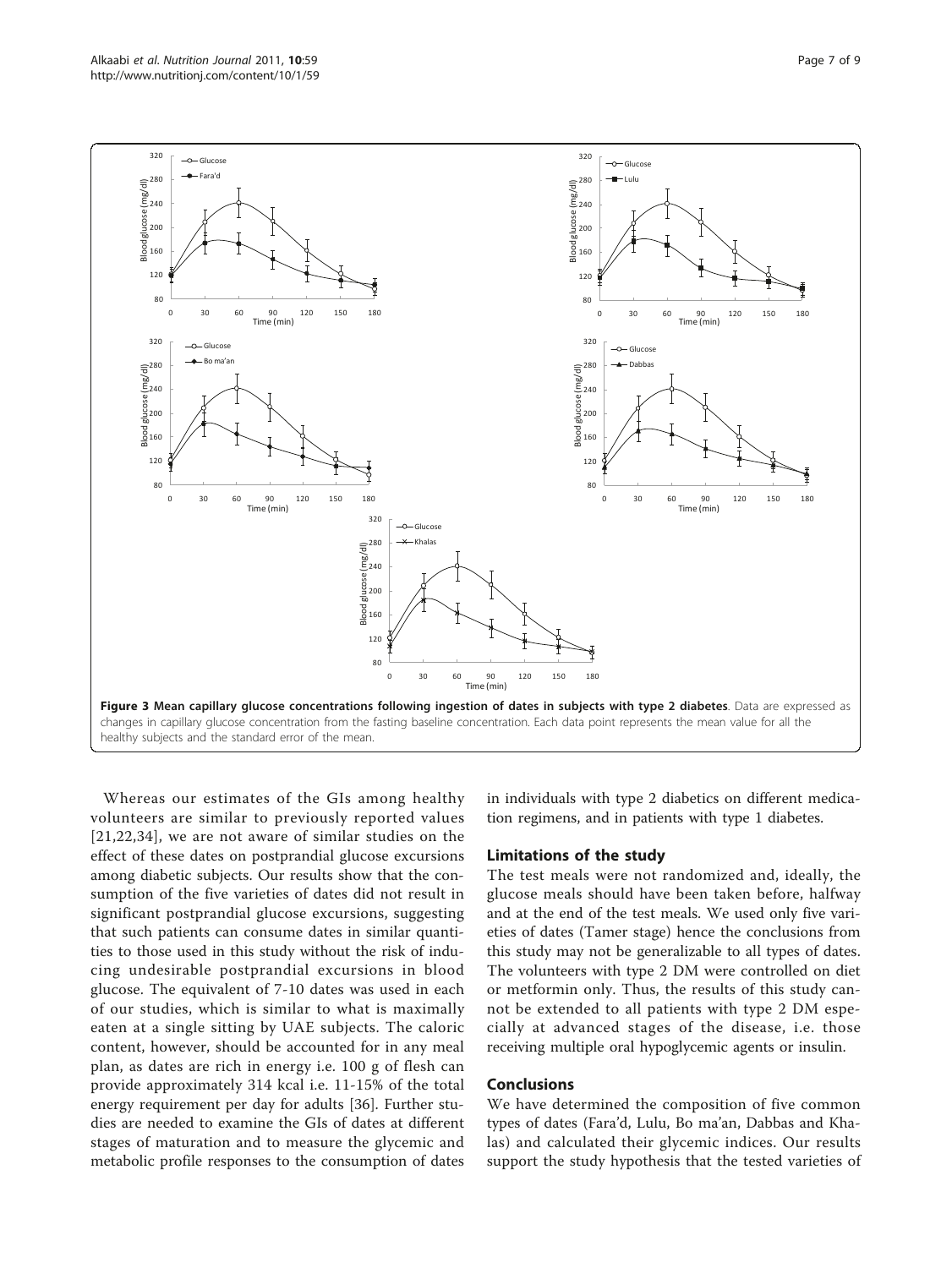**Figure 3 Mean capillary glucose concentrations following ingestion of dates in subjects with type 2 diabetes**. Data are expressed as changes in capillary glucose concentration from the fasting baseline concentration. Each data point represents the mean value for all the healthy subjects and the standard error of the mean.

Whereas our estimates of the GIs among healthy volunteers are similar to previously reported values [21,22,34], we are not aware of similar studies on the effect of these dates on postprandial glucose excursions among diabetic subjects. Our results show that the consumption of the five varieties of dates did not result in significant postprandial glucose excursions, suggesting that such patients can consume dates in similar quantities to those used in this study without the risk of inducing undesirable postprandial excursions in blood glucose. The equivalent of 7-10 dates was used in each of our studies, which is similar to what is maximally eaten at a single sitting by UAE subjects. The caloric content, however, should be accounted for in any meal plan, as dates are rich in energy i.e. 100 g of flesh can provide approximately 314 kcal i.e. 11-15% of the total energy requirement per day for adults [36]. Further studies are needed to examine the GIs of dates at different stages of maturation and to measure the glycemic and metabolic profile responses to the consumption of dates in individuals with type 2 diabetics on different medication regimens, and in patients with type 1 diabetes.

## Limitations of the study

The test meals were not randomized and, ideally, the glucose meals should have been taken before, halfway and at the end of the test meals. We used only five varieties of dates (Tamer stage) hence the conclusions from this study may not be generalizable to all types of dates. The volunteers with type 2 DM were controlled on diet or metformin only. Thus, the results of this study cannot be extended to all patients with type 2 DM especially at advanced stages of the disease, i.e. those receiving multiple oral hypoglycemic agents or insulin.

## Conclusions

We have determined the composition of five common types of dates (Fara'd, Lulu, Bo ma'an, Dabbas and Khalas) and calculated their glycemic indices. Our results support the study hypothesis that the tested varieties of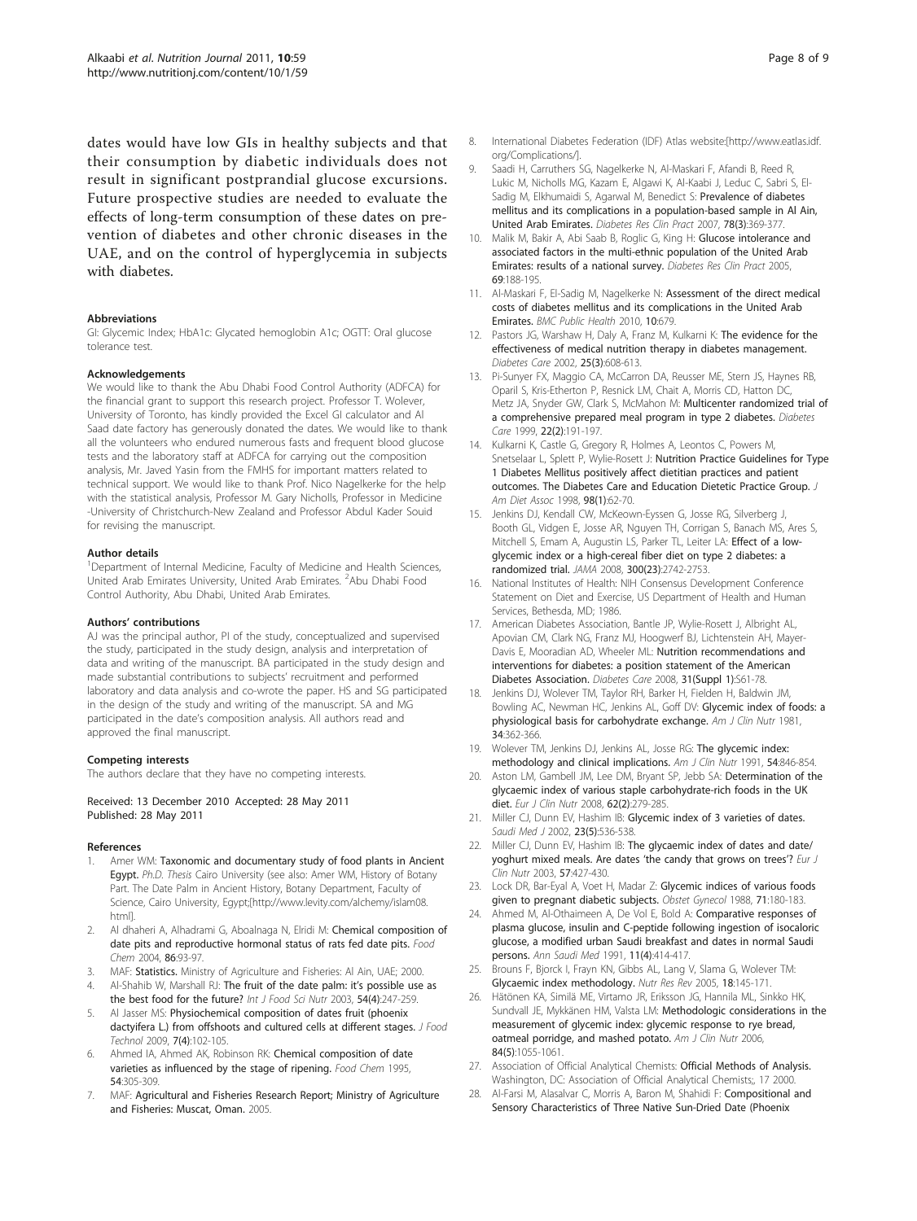dates would have low GIs in healthy subjects and that their consumption by diabetic individuals does not result in significant postprandial glucose excursions. Future prospective studies are needed to evaluate the effects of long-term consumption of these dates on prevention of diabetes and other chronic diseases in the UAE, and on the control of hyperglycemia in subjects with diabetes.

#### Abbreviations

GI: Glycemic Index; HbA1c: Glycated hemoglobin A1c; OGTT: Oral glucose tolerance test.

#### Acknowledgements

We would like to thank the Abu Dhabi Food Control Authority (ADFCA) for the financial grant to support this research project. Professor T. Wolever, University of Toronto, has kindly provided the Excel GI calculator and Al Saad date factory has generously donated the dates. We would like to thank all the volunteers who endured numerous fasts and frequent blood glucose tests and the laboratory staff at ADFCA for carrying out the composition analysis, Mr. Javed Yasin from the FMHS for important matters related to technical support. We would like to thank Prof. Nico Nagelkerke for the help with the statistical analysis, Professor M. Gary Nicholls, Professor in Medicine -University of Christchurch-New Zealand and Professor Abdul Kader Souid for revising the manuscript.

#### Author details

[1]Department of Internal Medicine, Faculty of Medicine and Health Sciences, United Arab Emirates University, United Arab Emirates. [2]Abu Dhabi Food Control Authority, Abu Dhabi, United Arab Emirates.

#### Authors' contributions

AJ was the principal author, PI of the study, conceptualized and supervised the study, participated in the study design, analysis and interpretation of data and writing of the manuscript. BA participated in the study design and made substantial contributions to subjects' recruitment and performed laboratory and data analysis and co-wrote the paper. HS and SG participated in the design of the study and writing of the manuscript. SA and MG participated in the date's composition analysis. All authors read and approved the final manuscript.

#### Competing interests

The authors declare that they have no competing interests.

Received: 13 December 2010 Accepted: 28 May 2011
Published: 28 May 2011

#### References

1. Amer WM: **Taxonomic and documentary study of food plants in Ancient Egypt.** *Ph.D. Thesis* Cairo University (see also: Amer WM, History of Botany Part. The Date Palm in Ancient History, Botany Department, Faculty of Science, Cairo University, Egypt;[http://www.levity.com/alchemy/islam08.html].
2. Al dhaheri A, Alhadrami G, Aboalnaga N, Elridi M: **Chemical composition of date pits and reproductive hormonal status of rats fed date pits.** *Food Chem* 2004, **86**:93-97.
3. MAF: **Statistics.** Ministry of Agriculture and Fisheries: Al Ain, UAE; 2000.
4. Al-Shahib W, Marshall RJ: **The fruit of the date palm: it's possible use as the best food for the future?** *Int J Food Sci Nutr* 2003, **54(4)**:247-259.
5. Al Jasser MS: **Physiochemical composition of dates fruit (phoenix dactyifera L.) from offshoots and cultured cells at different stages.** *J Food Technol* 2009, **7(4)**:102-105.
6. Ahmed IA, Ahmed AK, Robinson RK: **Chemical composition of date varieties as influenced by the stage of ripening.** *Food Chem* 1995, **54**:305-309.
7. MAF: **Agricultural and Fisheries Research Report; Ministry of Agriculture and Fisheries: Muscat, Oman.** 2005.
8. International Diabetes Federation (IDF) Atlas website:[http://www.eatlas.idf.org/Complications/].
9. Saadi H, Carruthers SG, Nagelkerke N, Al-Maskari F, Afandi B, Reed R, Lukic M, Nicholls MG, Kazam E, Algawi K, Al-Kaabi J, Leduc C, Sabri S, El-Sadig M, Elkhumaidi S, Agarwal M, Benedict S: **Prevalence of diabetes mellitus and its complications in a population-based sample in Al Ain, United Arab Emirates.** *Diabetes Res Clin Pract* 2007, **78(3)**:369-377.
10. Malik M, Bakir A, Abi Saab B, Roglic G, King H: **Glucose intolerance and associated factors in the multi-ethnic population of the United Arab Emirates: results of a national survey.** *Diabetes Res Clin Pract* 2005, **69**:188-195.
11. Al-Maskari F, El-Sadig M, Nagelkerke N: **Assessment of the direct medical costs of diabetes mellitus and its complications in the United Arab Emirates.** *BMC Public Health* 2010, **10**:679.
12. Pastors JG, Warshaw H, Daly A, Franz M, Kulkarni K: **The evidence for the effectiveness of medical nutrition therapy in diabetes management.** *Diabetes Care* 2002, **25(3)**:608-613.
13. Pi-Sunyer FX, Maggio CA, McCarron DA, Reusser ME, Stern JS, Haynes RB, Oparil S, Kris-Etherton P, Resnick LM, Chait A, Morris CD, Hatton DC, Metz JA, Snyder GW, Clark S, McMahon M: **Multicenter randomized trial of a comprehensive prepared meal program in type 2 diabetes.** *Diabetes Care* 1999, **22(2)**:191-197.
14. Kulkarni K, Castle G, Gregory R, Holmes A, Leontos C, Powers M, Snetselaar L, Splett P, Wylie-Rosett J: **Nutrition Practice Guidelines for Type 1 Diabetes Mellitus positively affect dietitian practices and patient outcomes. The Diabetes Care and Education Dietetic Practice Group.** *J Am Diet Assoc* 1998, **98(1)**:62-70.
15. Jenkins DJ, Kendall CW, McKeown-Eyssen G, Josse RG, Silverberg J, Booth GL, Vidgen E, Josse AR, Nguyen TH, Corrigan S, Banach MS, Ares S, Mitchell S, Emam A, Augustin LS, Parker TL, Leiter LA: **Effect of a low-glycemic index or a high-cereal fiber diet on type 2 diabetes: a randomized trial.** *JAMA* 2008, **300(23)**:2742-2753.
16. National Institutes of Health: NIH Consensus Development Conference Statement on Diet and Exercise, US Department of Health and Human Services, Bethesda, MD; 1986.
17. American Diabetes Association, Bantle JP, Wylie-Rosett J, Albright AL, Apovian CM, Clark NG, Franz MJ, Hoogwerf BJ, Lichtenstein AH, Mayer-Davis E, Mooradian AD, Wheeler ML: **Nutrition recommendations and interventions for diabetes: a position statement of the American Diabetes Association.** *Diabetes Care* 2008, **31(Suppl 1)**:S61-78.
18. Jenkins DJ, Wolever TM, Taylor RH, Barker H, Fielden H, Baldwin JM, Bowling AC, Newman HC, Jenkins AL, Goff DV: **Glycemic index of foods: a physiological basis for carbohydrate exchange.** *Am J Clin Nutr* 1981, **34**:362-366.
19. Wolever TM, Jenkins DJ, Jenkins AL, Josse RG: **The glycemic index: methodology and clinical implications.** *Am J Clin Nutr* 1991, **54**:846-854.
20. Aston LM, Gambell JM, Lee DM, Bryant SP, Jebb SA: **Determination of the glycaemic index of various staple carbohydrate-rich foods in the UK diet.** *Eur J Clin Nutr* 2008, **62(2)**:279-285.
21. Miller CJ, Dunn EV, Hashim IB: **Glycemic index of 3 varieties of dates.** *Saudi Med J* 2002, **23(5)**:536-538.
22. Miller CJ, Dunn EV, Hashim IB: **The glycaemic index of dates and date/yoghurt mixed meals. Are dates 'the candy that grows on trees'?** *Eur J Clin Nutr* 2003, **57**:427-430.
23. Lock DR, Bar-Eyal A, Voet H, Madar Z: **Glycemic indices of various foods given to pregnant diabetic subjects.** *Obstet Gynecol* 1988, **71**:180-183.
24. Ahmed M, Al-Othaimeen A, De Vol E, Bold A: **Comparative responses of plasma glucose, insulin and C-peptide following ingestion of isocaloric glucose, a modified urban Saudi breakfast and dates in normal Saudi persons.** *Ann Saudi Med* 1991, **11(4)**:414-417.
25. Brouns F, Bjorck I, Frayn KN, Gibbs AL, Lang V, Slama G, Wolever TM: **Glycaemic index methodology.** *Nutr Res Rev* 2005, **18**:145-171.
26. Hätönen KA, Similä ME, Virtamo JR, Eriksson JG, Hannila ML, Sinkko HK, Sundvall JE, Mykkänen HM, Valsta LM: **Methodologic considerations in the measurement of glycemic index: glycemic response to rye bread, oatmeal porridge, and mashed potato.** *Am J Clin Nutr* 2006, **84(5)**:1055-1061.
27. Association of Official Analytical Chemists: **Official Methods of Analysis.** Washington, DC: Association of Official Analytical Chemists;, 17 2000.
28. Al-Farsi M, Alasalvar C, Morris A, Baron M, Shahidi F: **Compositional and Sensory Characteristics of Three Native Sun-Dried Date (Phoenix**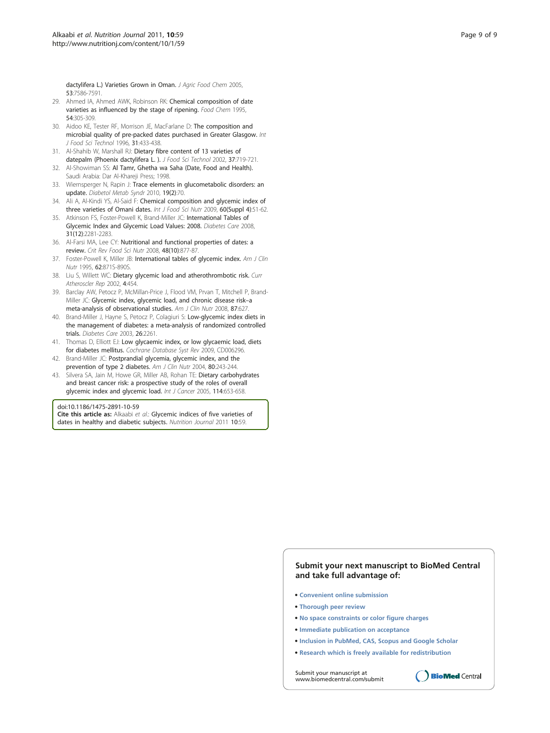dactylifera L.) Varieties Grown in Oman. *J Agric Food Chem* 2005, **53**:7586-7591.

29. Ahmed IA, Ahmed AWK, Robinson RK: **Chemical composition of date varieties as influenced by the stage of ripening.** *Food Chem* 1995, **54**:305-309.
30. Aidoo KE, Tester RF, Morrison JE, MacFarlane D: **The composition and microbial quality of pre-packed dates purchased in Greater Glasgow.** *Int J Food Sci Technol* 1996, **31**:433-438.
31. Al-Shahib W, Marshall RJ: **Dietary fibre content of 13 varieties of datepalm (Phoenix dactylifera L. ).** *J Food Sci Technol* 2002, **37**:719-721.
32. Al-Showiman SS: **Al Tamr, Ghetha wa Saha (Date, Food and Health).** Saudi Arabia: Dar Al-Khareji Press; 1998.
33. Wiernsperger N, Rapin J: **Trace elements in glucometabolic disorders: an update.** *Diabetol Metab Syndr* 2010, **19(2)**:70.
34. Ali A, Al-Kindi YS, Al-Said F: **Chemical composition and glycemic index of three varieties of Omani dates.** *Int J Food Sci Nutr* 2009, **60(Suppl 4)**:51-62.
35. Atkinson FS, Foster-Powell K, Brand-Miller JC: **International Tables of Glycemic Index and Glycemic Load Values: 2008.** *Diabetes Care* 2008, **31(12)**:2281-2283.
36. Al-Farsi MA, Lee CY: **Nutritional and functional properties of dates: a review.** *Crit Rev Food Sci Nutr* 2008, **48(10)**:877-87.
37. Foster-Powell K, Miller JB: **International tables of glycemic index.** *Am J Clin Nutr* 1995, **62**:871S-890S.
38. Liu S, Willett WC: **Dietary glycemic load and atherothrombotic risk.** *Curr Atheroscler Rep* 2002, **4**:454.
39. Barclay AW, Petocz P, McMillan-Price J, Flood VM, Prvan T, Mitchell P, Brand-Miller JC: **Glycemic index, glycemic load, and chronic disease risk–a meta-analysis of observational studies.** *Am J Clin Nutr* 2008, **87**:627.
40. Brand-Miller J, Hayne S, Petocz P, Colagiuri S: **Low-glycemic index diets in the management of diabetes: a meta-analysis of randomized controlled trials.** *Diabetes Care* 2003, **26**:2261.
41. Thomas D, Elliott EJ: **Low glycaemic index, or low glycaemic load, diets for diabetes mellitus.** *Cochrane Database Syst Rev* 2009, CD006296.
42. Brand-Miller JC: **Postprandial glycemia, glycemic index, and the prevention of type 2 diabetes.** *Am J Clin Nutr* 2004, **80**:243-244.
43. Silvera SA, Jain M, Howe GR, Miller AB, Rohan TE: **Dietary carbohydrates and breast cancer risk: a prospective study of the roles of overall glycemic index and glycemic load.** *Int J Cancer* 2005, **114**:653-658.

doi:10.1186/1475-2891-10-59

**Cite this article as:** Alkaabi *et al.*: Glycemic indices of five varieties of dates in healthy and diabetic subjects. *Nutrition Journal* 2011 **10**:59.

**Submit your next manuscript to BioMed Central and take full advantage of:**

- **Convenient online submission**
- **Thorough peer review**
- **No space constraints or color figure charges**
- **Immediate publication on acceptance**
- **Inclusion in PubMed, CAS, Scopus and Google Scholar**
- **Research which is freely available for redistribution**

Submit your manuscript at
www.biomedcentral.com/submit

BioMed Central